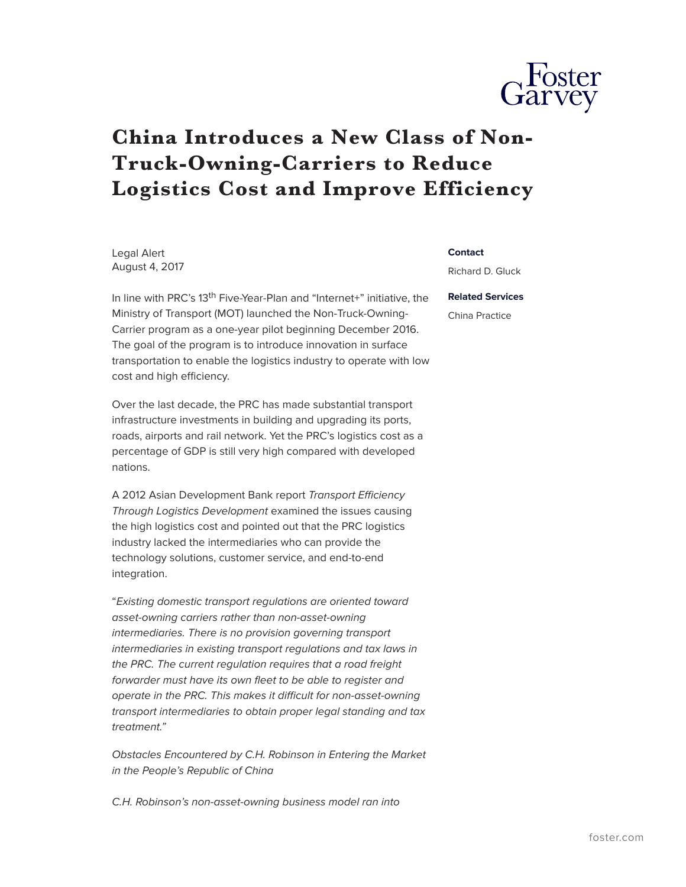# China Introduces a New Class of Non-Truck-Owning-Carriers to Reduce Logistics Cost and Improve Efficiency

Legal Alert
August 4, 2017

**Contact**

Richard D. Gluck

**Related Services**

China Practice

In line with PRC's 13th Five-Year-Plan and "Internet+" initiative, the Ministry of Transport (MOT) launched the Non-Truck-Owning-Carrier program as a one-year pilot beginning December 2016. The goal of the program is to introduce innovation in surface transportation to enable the logistics industry to operate with low cost and high efficiency.

Over the last decade, the PRC has made substantial transport infrastructure investments in building and upgrading its ports, roads, airports and rail network. Yet the PRC's logistics cost as a percentage of GDP is still very high compared with developed nations.

A 2012 Asian Development Bank report *Transport Efficiency Through Logistics Development* examined the issues causing the high logistics cost and pointed out that the PRC logistics industry lacked the intermediaries who can provide the technology solutions, customer service, and end-to-end integration.

"*Existing domestic transport regulations are oriented toward asset-owning carriers rather than non-asset-owning intermediaries. There is no provision governing transport intermediaries in existing transport regulations and tax laws in the PRC. The current regulation requires that a road freight forwarder must have its own fleet to be able to register and operate in the PRC. This makes it difficult for non-asset-owning transport intermediaries to obtain proper legal standing and tax treatment.*"

*Obstacles Encountered by C.H. Robinson in Entering the Market in the People's Republic of China*

*C.H. Robinson's non-asset-owning business model ran into*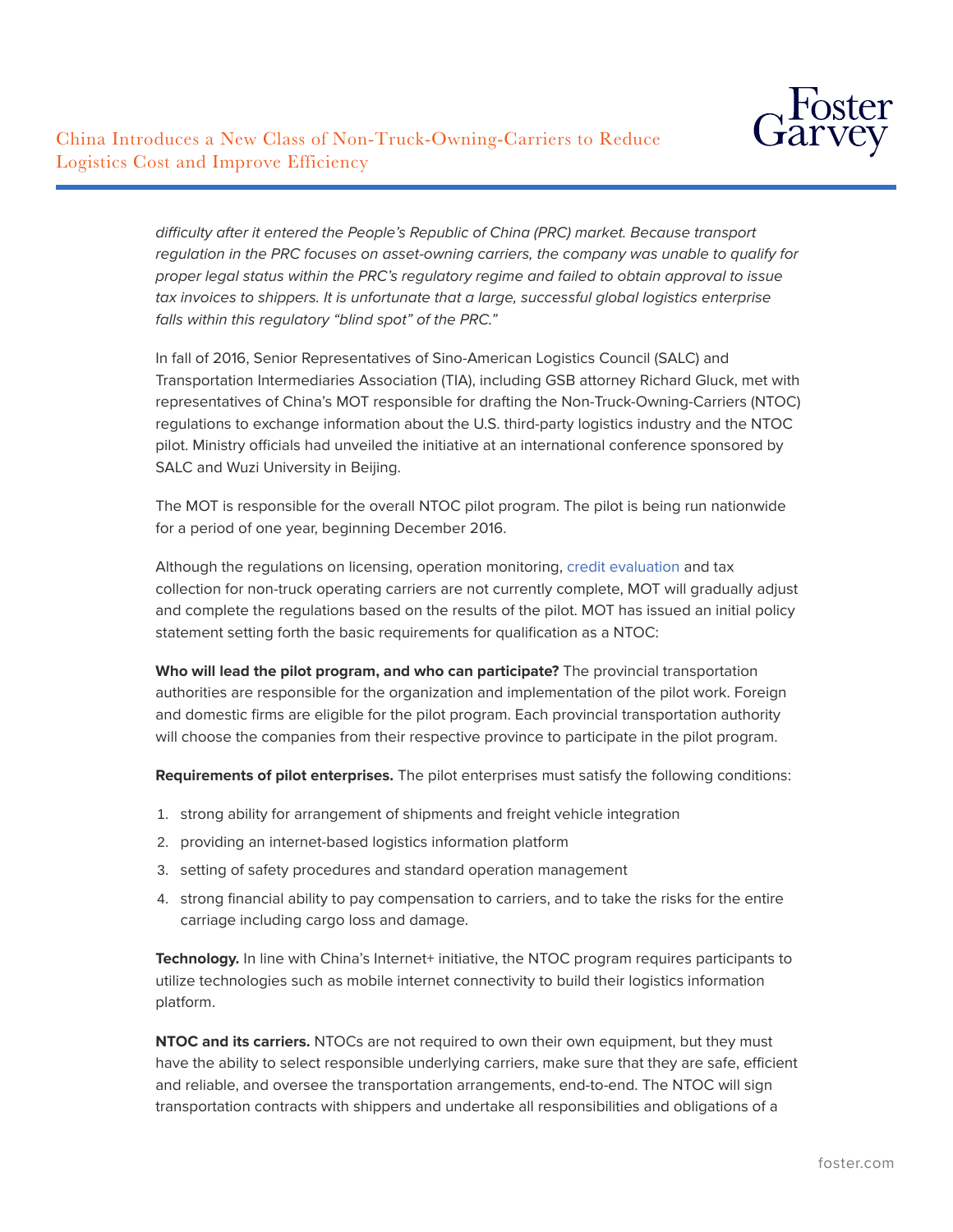*difficulty after it entered the People's Republic of China (PRC) market. Because transport regulation in the PRC focuses on asset-owning carriers, the company was unable to qualify for proper legal status within the PRC's regulatory regime and failed to obtain approval to issue tax invoices to shippers. It is unfortunate that a large, successful global logistics enterprise falls within this regulatory "blind spot" of the PRC."*

In fall of 2016, Senior Representatives of Sino-American Logistics Council (SALC) and Transportation Intermediaries Association (TIA), including GSB attorney Richard Gluck, met with representatives of China's MOT responsible for drafting the Non-Truck-Owning-Carriers (NTOC) regulations to exchange information about the U.S. third-party logistics industry and the NTOC pilot. Ministry officials had unveiled the initiative at an international conference sponsored by SALC and Wuzi University in Beijing.

The MOT is responsible for the overall NTOC pilot program. The pilot is being run nationwide for a period of one year, beginning December 2016.

Although the regulations on licensing, operation monitoring, credit evaluation and tax collection for non-truck operating carriers are not currently complete, MOT will gradually adjust and complete the regulations based on the results of the pilot. MOT has issued an initial policy statement setting forth the basic requirements for qualification as a NTOC:

**Who will lead the pilot program, and who can participate?** The provincial transportation authorities are responsible for the organization and implementation of the pilot work. Foreign and domestic firms are eligible for the pilot program. Each provincial transportation authority will choose the companies from their respective province to participate in the pilot program.

**Requirements of pilot enterprises.** The pilot enterprises must satisfy the following conditions:

1. strong ability for arrangement of shipments and freight vehicle integration
2. providing an internet-based logistics information platform
3. setting of safety procedures and standard operation management
4. strong financial ability to pay compensation to carriers, and to take the risks for the entire carriage including cargo loss and damage.

**Technology.** In line with China's Internet+ initiative, the NTOC program requires participants to utilize technologies such as mobile internet connectivity to build their logistics information platform.

**NTOC and its carriers.** NTOCs are not required to own their own equipment, but they must have the ability to select responsible underlying carriers, make sure that they are safe, efficient and reliable, and oversee the transportation arrangements, end-to-end. The NTOC will sign transportation contracts with shippers and undertake all responsibilities and obligations of a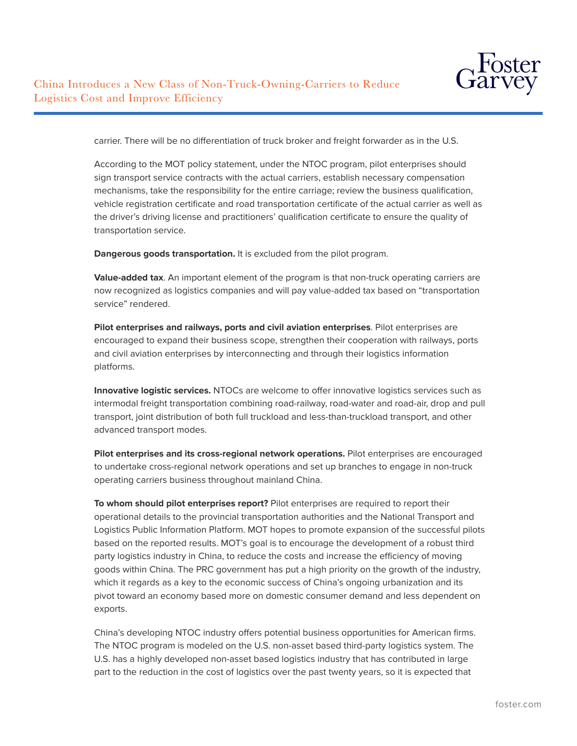carrier. There will be no differentiation of truck broker and freight forwarder as in the U.S.

According to the MOT policy statement, under the NTOC program, pilot enterprises should sign transport service contracts with the actual carriers, establish necessary compensation mechanisms, take the responsibility for the entire carriage; review the business qualification, vehicle registration certificate and road transportation certificate of the actual carrier as well as the driver's driving license and practitioners' qualification certificate to ensure the quality of transportation service.

**Dangerous goods transportation.** It is excluded from the pilot program.

**Value-added tax**. An important element of the program is that non-truck operating carriers are now recognized as logistics companies and will pay value-added tax based on "transportation service" rendered.

**Pilot enterprises and railways, ports and civil aviation enterprises**. Pilot enterprises are encouraged to expand their business scope, strengthen their cooperation with railways, ports and civil aviation enterprises by interconnecting and through their logistics information platforms.

**Innovative logistic services.** NTOCs are welcome to offer innovative logistics services such as intermodal freight transportation combining road-railway, road-water and road-air, drop and pull transport, joint distribution of both full truckload and less-than-truckload transport, and other advanced transport modes.

**Pilot enterprises and its cross-regional network operations.** Pilot enterprises are encouraged to undertake cross-regional network operations and set up branches to engage in non-truck operating carriers business throughout mainland China.

**To whom should pilot enterprises report?** Pilot enterprises are required to report their operational details to the provincial transportation authorities and the National Transport and Logistics Public Information Platform. MOT hopes to promote expansion of the successful pilots based on the reported results. MOT's goal is to encourage the development of a robust third party logistics industry in China, to reduce the costs and increase the efficiency of moving goods within China. The PRC government has put a high priority on the growth of the industry, which it regards as a key to the economic success of China's ongoing urbanization and its pivot toward an economy based more on domestic consumer demand and less dependent on exports.

China's developing NTOC industry offers potential business opportunities for American firms. The NTOC program is modeled on the U.S. non-asset based third-party logistics system. The U.S. has a highly developed non-asset based logistics industry that has contributed in large part to the reduction in the cost of logistics over the past twenty years, so it is expected that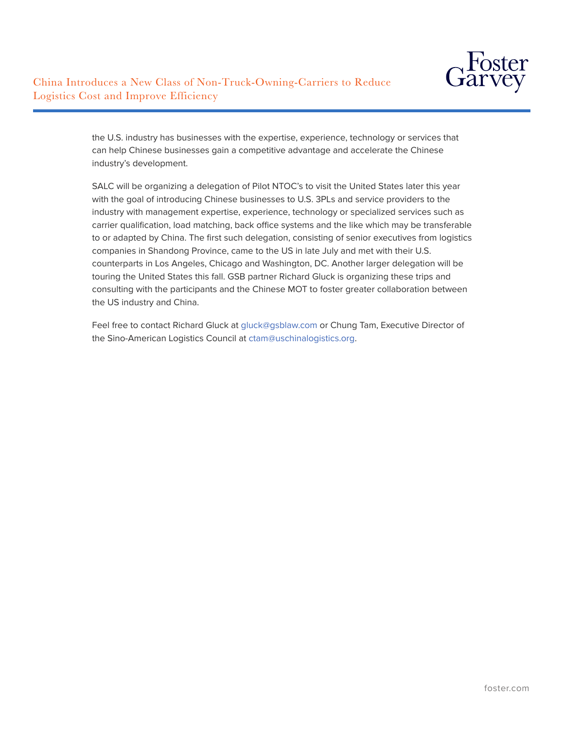the U.S. industry has businesses with the expertise, experience, technology or services that can help Chinese businesses gain a competitive advantage and accelerate the Chinese industry's development.

SALC will be organizing a delegation of Pilot NTOC's to visit the United States later this year with the goal of introducing Chinese businesses to U.S. 3PLs and service providers to the industry with management expertise, experience, technology or specialized services such as carrier qualification, load matching, back office systems and the like which may be transferable to or adapted by China. The first such delegation, consisting of senior executives from logistics companies in Shandong Province, came to the US in late July and met with their U.S. counterparts in Los Angeles, Chicago and Washington, DC. Another larger delegation will be touring the United States this fall. GSB partner Richard Gluck is organizing these trips and consulting with the participants and the Chinese MOT to foster greater collaboration between the US industry and China.

Feel free to contact Richard Gluck at gluck@gsblaw.com or Chung Tam, Executive Director of the Sino-American Logistics Council at ctam@uschinalogistics.org.